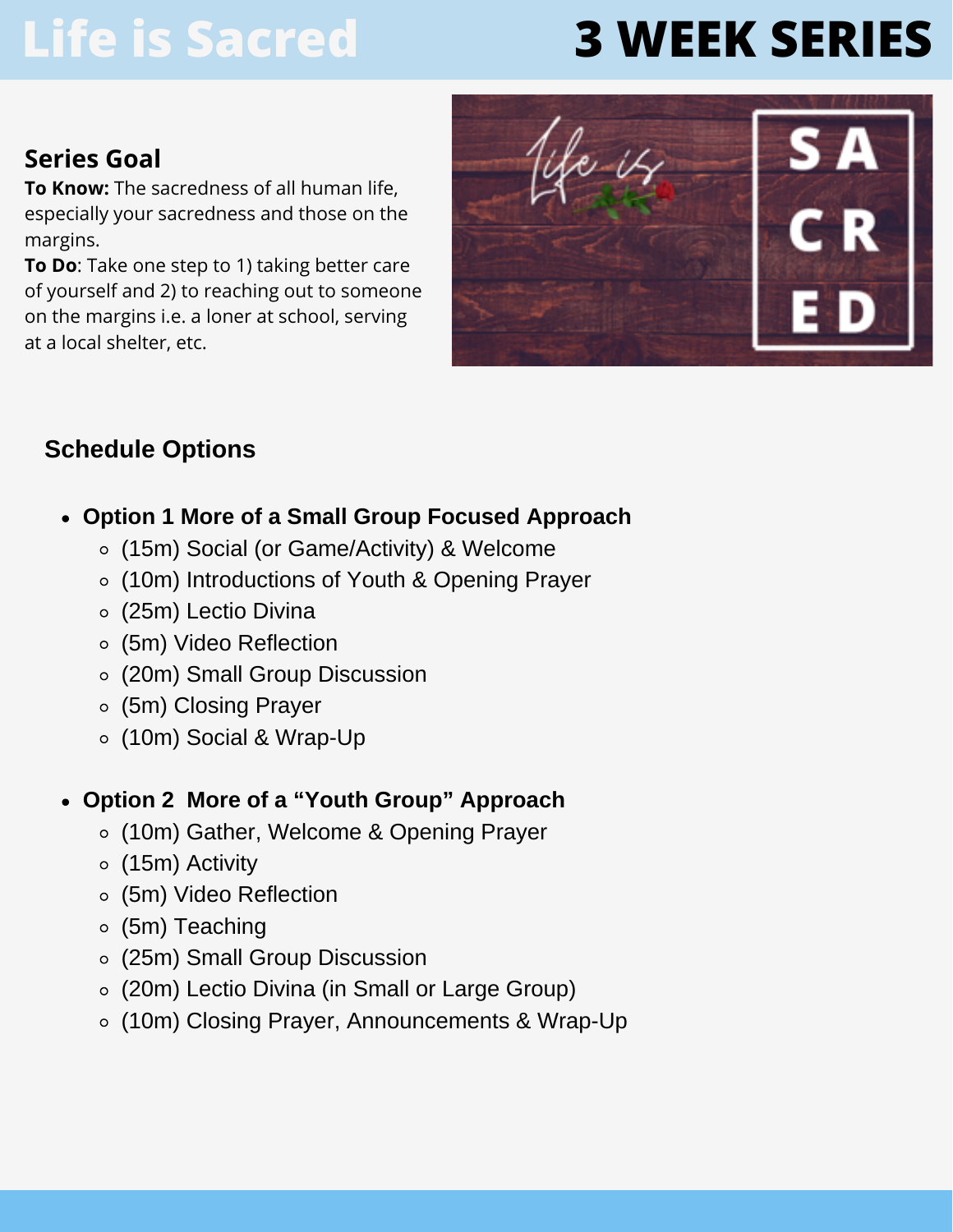# Life is Sacred

# 3 WEEK SERIES

## Series Goal

**To Know:** The sacredness of all human life, especially your sacredness and those on the margins.

**To Do**: Take one step to 1) taking better care of yourself and 2) to reaching out to someone on the margins i.e. a loner at school, serving at a local shelter, etc.

## Schedule Options

- **Option 1 More of a Small Group Focused Approach**
  - (15m) Social (or Game/Activity) & Welcome
  - (10m) Introductions of Youth & Opening Prayer
  - (25m) Lectio Divina
  - (5m) Video Reflection
  - (20m) Small Group Discussion
  - (5m) Closing Prayer
  - (10m) Social & Wrap-Up

- **Option 2 More of a "Youth Group" Approach**
  - (10m) Gather, Welcome & Opening Prayer
  - (15m) Activity
  - (5m) Video Reflection
  - (5m) Teaching
  - (25m) Small Group Discussion
  - (20m) Lectio Divina (in Small or Large Group)
  - (10m) Closing Prayer, Announcements & Wrap-Up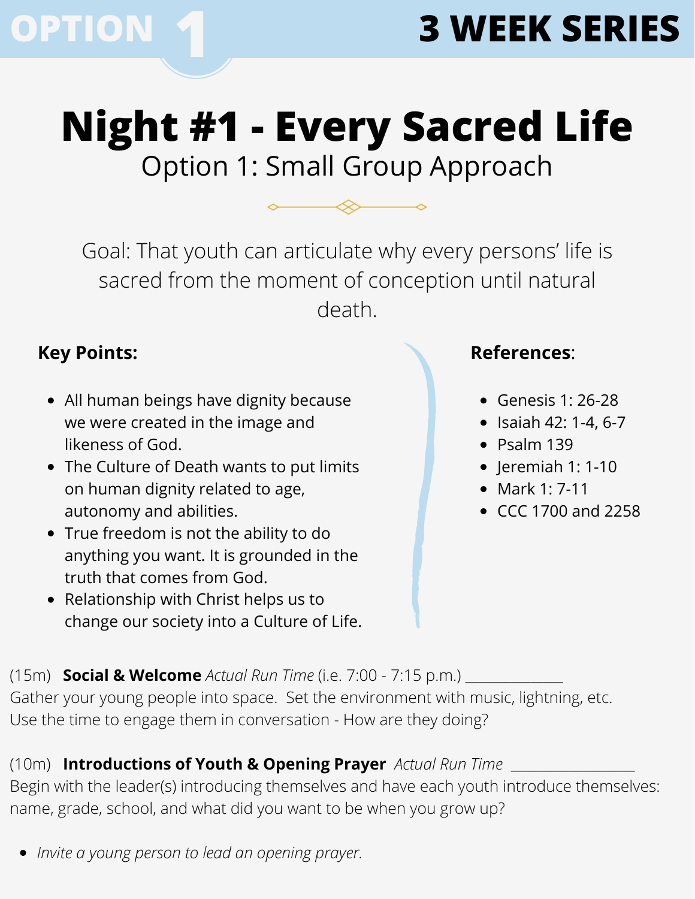OPTION 1 — 3 WEEK SERIES

# Night #1 - Every Sacred Life

## Option 1: Small Group Approach

Goal: That youth can articulate why every persons' life is sacred from the moment of conception until natural death.

### Key Points:

- All human beings have dignity because we were created in the image and likeness of God.
- The Culture of Death wants to put limits on human dignity related to age, autonomy and abilities.
- True freedom is not the ability to do anything you want. It is grounded in the truth that comes from God.
- Relationship with Christ helps us to change our society into a Culture of Life.

### References:

- Genesis 1: 26-28
- Isaiah 42: 1-4, 6-7
- Psalm 139
- Jeremiah 1: 1-10
- Mark 1: 7-11
- CCC 1700 and 2258

(15m) **Social & Welcome** *Actual Run Time* (i.e. 7:00 - 7:15 p.m.) ____________
Gather your young people into space. Set the environment with music, lightning, etc. Use the time to engage them in conversation - How are they doing?

(10m) **Introductions of Youth & Opening Prayer** *Actual Run Time* _______________
Begin with the leader(s) introducing themselves and have each youth introduce themselves: name, grade, school, and what did you want to be when you grow up?

- *Invite a young person to lead an opening prayer.*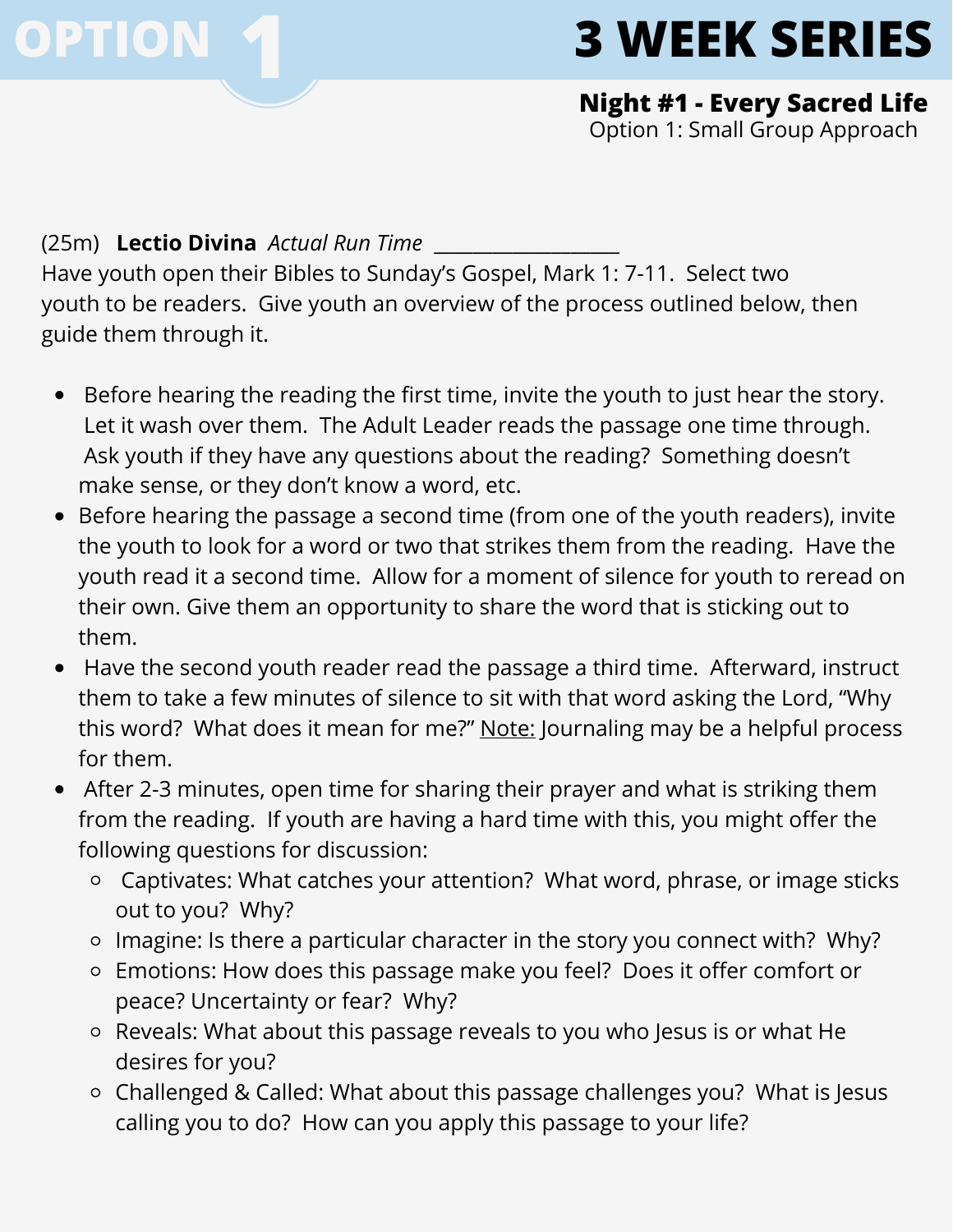# OPTION 1 — 3 WEEK SERIES

**Night #1 - Every Sacred Life**
Option 1: Small Group Approach

(25m) **Lectio Divina** *Actual Run Time* \_\_\_\_\_\_\_\_\_\_\_\_\_\_\_\_\_\_

Have youth open their Bibles to Sunday's Gospel, Mark 1: 7-11. Select two youth to be readers. Give youth an overview of the process outlined below, then guide them through it.

- Before hearing the reading the first time, invite the youth to just hear the story. Let it wash over them. The Adult Leader reads the passage one time through. Ask youth if they have any questions about the reading? Something doesn't make sense, or they don't know a word, etc.
- Before hearing the passage a second time (from one of the youth readers), invite the youth to look for a word or two that strikes them from the reading. Have the youth read it a second time. Allow for a moment of silence for youth to reread on their own. Give them an opportunity to share the word that is sticking out to them.
- Have the second youth reader read the passage a third time. Afterward, instruct them to take a few minutes of silence to sit with that word asking the Lord, "Why this word? What does it mean for me?" <u>Note:</u> Journaling may be a helpful process for them.
- After 2-3 minutes, open time for sharing their prayer and what is striking them from the reading. If youth are having a hard time with this, you might offer the following questions for discussion:
  - Captivates: What catches your attention? What word, phrase, or image sticks out to you? Why?
  - Imagine: Is there a particular character in the story you connect with? Why?
  - Emotions: How does this passage make you feel? Does it offer comfort or peace? Uncertainty or fear? Why?
  - Reveals: What about this passage reveals to you who Jesus is or what He desires for you?
  - Challenged & Called: What about this passage challenges you? What is Jesus calling you to do? How can you apply this passage to your life?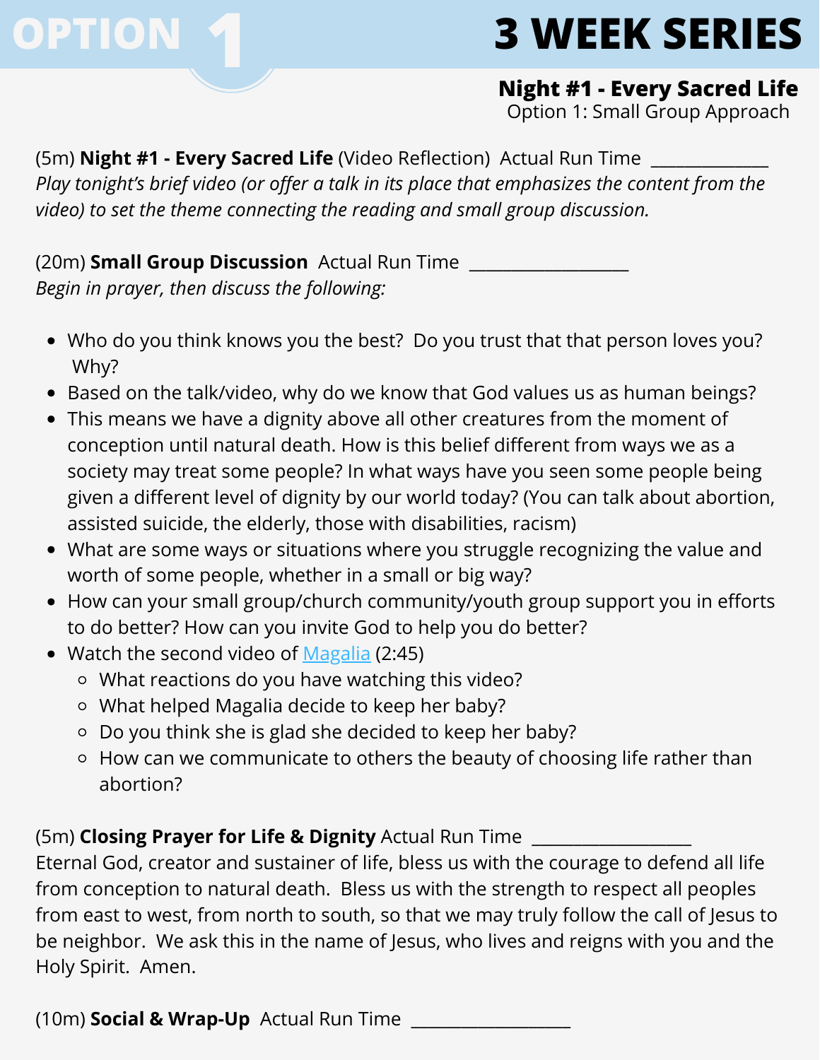# OPTION 1

# 3 WEEK SERIES

## Night #1 - Every Sacred Life

Option 1: Small Group Approach

(5m) **Night #1 - Every Sacred Life** (Video Reflection) Actual Run Time ____________

*Play tonight's brief video (or offer a talk in its place that emphasizes the content from the video) to set the theme connecting the reading and small group discussion.*

(20m) **Small Group Discussion** Actual Run Time ________________

*Begin in prayer, then discuss the following:*

- Who do you think knows you the best? Do you trust that that person loves you? Why?
- Based on the talk/video, why do we know that God values us as human beings?
- This means we have a dignity above all other creatures from the moment of conception until natural death. How is this belief different from ways we as a society may treat some people? In what ways have you seen some people being given a different level of dignity by our world today? (You can talk about abortion, assisted suicide, the elderly, those with disabilities, racism)
- What are some ways or situations where you struggle recognizing the value and worth of some people, whether in a small or big way?
- How can your small group/church community/youth group support you in efforts to do better? How can you invite God to help you do better?
- Watch the second video of Magalia (2:45)
  - What reactions do you have watching this video?
  - What helped Magalia decide to keep her baby?
  - Do you think she is glad she decided to keep her baby?
  - How can we communicate to others the beauty of choosing life rather than abortion?

(5m) **Closing Prayer for Life & Dignity** Actual Run Time ________________

Eternal God, creator and sustainer of life, bless us with the courage to defend all life from conception to natural death. Bless us with the strength to respect all peoples from east to west, from north to south, so that we may truly follow the call of Jesus to be neighbor. We ask this in the name of Jesus, who lives and reigns with you and the Holy Spirit. Amen.

(10m) **Social & Wrap-Up** Actual Run Time ________________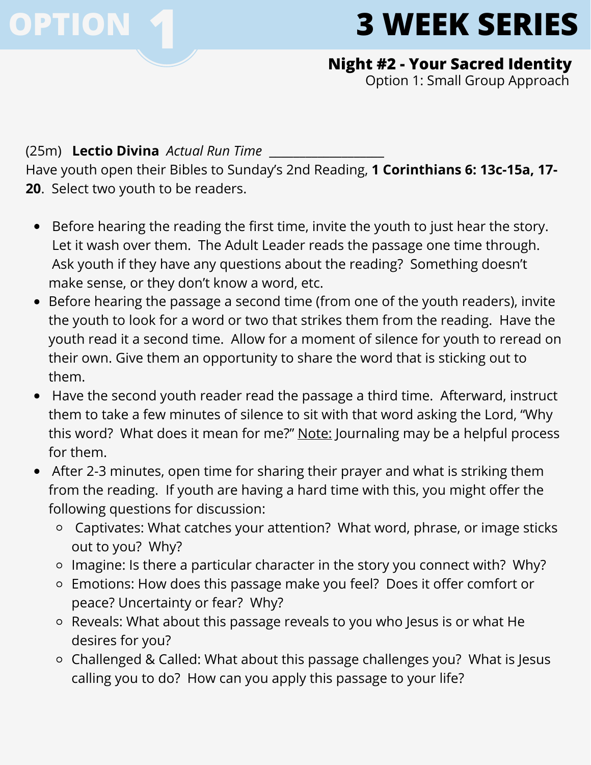# OPTION 1 — 3 WEEK SERIES

## Night #2 - Your Sacred Identity

Option 1: Small Group Approach

(25m) **Lectio Divina** *Actual Run Time* ________________

Have youth open their Bibles to Sunday's 2nd Reading, **1 Corinthians 6: 13c-15a, 17-20**. Select two youth to be readers.

- Before hearing the reading the first time, invite the youth to just hear the story. Let it wash over them. The Adult Leader reads the passage one time through. Ask youth if they have any questions about the reading? Something doesn't make sense, or they don't know a word, etc.
- Before hearing the passage a second time (from one of the youth readers), invite the youth to look for a word or two that strikes them from the reading. Have the youth read it a second time. Allow for a moment of silence for youth to reread on their own. Give them an opportunity to share the word that is sticking out to them.
- Have the second youth reader read the passage a third time. Afterward, instruct them to take a few minutes of silence to sit with that word asking the Lord, "Why this word? What does it mean for me?" <u>Note:</u> Journaling may be a helpful process for them.
- After 2-3 minutes, open time for sharing their prayer and what is striking them from the reading. If youth are having a hard time with this, you might offer the following questions for discussion:
  - Captivates: What catches your attention? What word, phrase, or image sticks out to you? Why?
  - Imagine: Is there a particular character in the story you connect with? Why?
  - Emotions: How does this passage make you feel? Does it offer comfort or peace? Uncertainty or fear? Why?
  - Reveals: What about this passage reveals to you who Jesus is or what He desires for you?
  - Challenged & Called: What about this passage challenges you? What is Jesus calling you to do? How can you apply this passage to your life?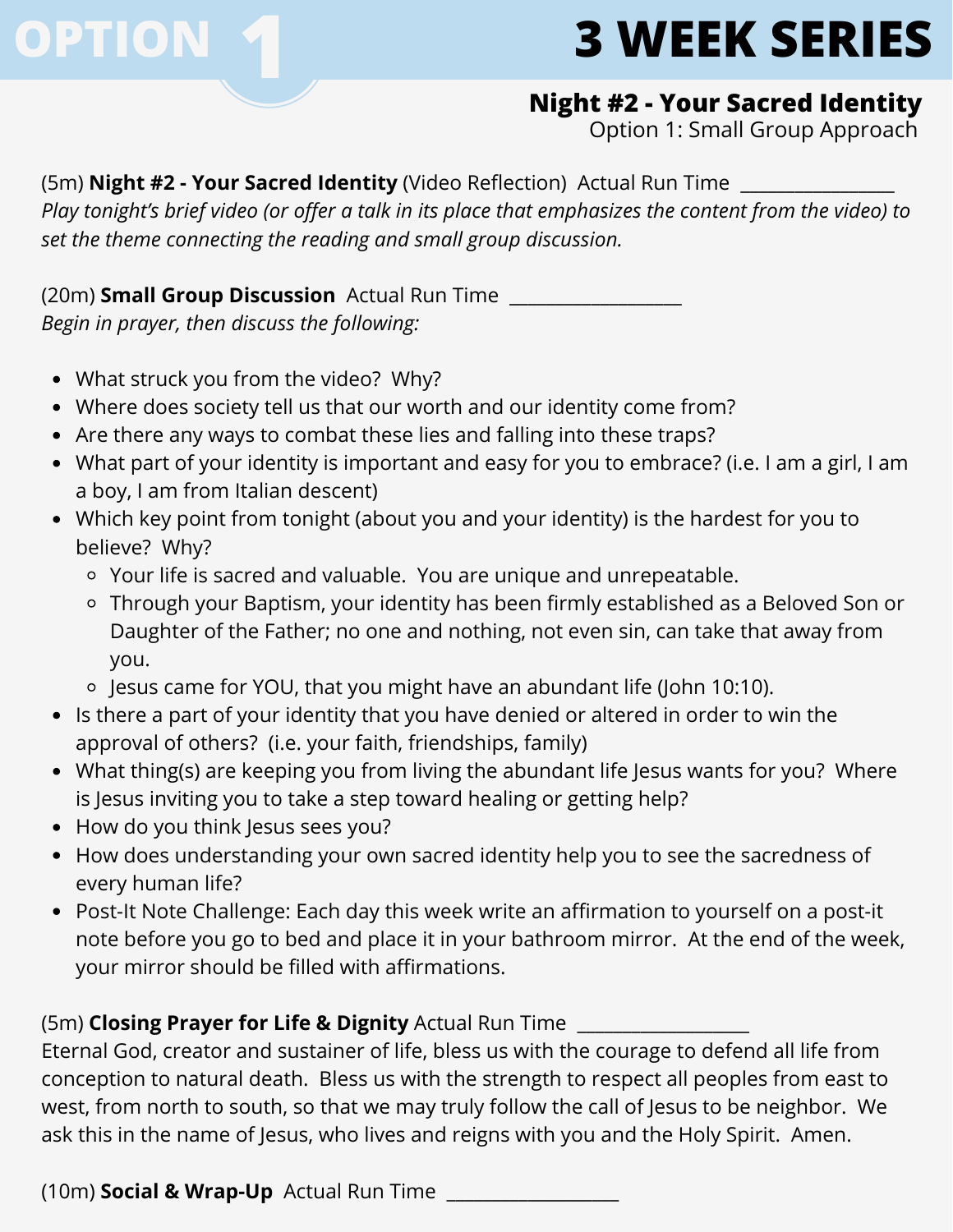# OPTION 1 — 3 WEEK SERIES

## Night #2 - Your Sacred Identity

Option 1: Small Group Approach

(5m) **Night #2 - Your Sacred Identity** (Video Reflection) Actual Run Time ________________

*Play tonight's brief video (or offer a talk in its place that emphasizes the content from the video) to set the theme connecting the reading and small group discussion.*

(20m) **Small Group Discussion** Actual Run Time ________________

*Begin in prayer, then discuss the following:*

- What struck you from the video? Why?
- Where does society tell us that our worth and our identity come from?
- Are there any ways to combat these lies and falling into these traps?
- What part of your identity is important and easy for you to embrace? (i.e. I am a girl, I am a boy, I am from Italian descent)
- Which key point from tonight (about you and your identity) is the hardest for you to believe? Why?
  - Your life is sacred and valuable. You are unique and unrepeatable.
  - Through your Baptism, your identity has been firmly established as a Beloved Son or Daughter of the Father; no one and nothing, not even sin, can take that away from you.
  - Jesus came for YOU, that you might have an abundant life (John 10:10).
- Is there a part of your identity that you have denied or altered in order to win the approval of others? (i.e. your faith, friendships, family)
- What thing(s) are keeping you from living the abundant life Jesus wants for you? Where is Jesus inviting you to take a step toward healing or getting help?
- How do you think Jesus sees you?
- How does understanding your own sacred identity help you to see the sacredness of every human life?
- Post-It Note Challenge: Each day this week write an affirmation to yourself on a post-it note before you go to bed and place it in your bathroom mirror. At the end of the week, your mirror should be filled with affirmations.

(5m) **Closing Prayer for Life & Dignity** Actual Run Time ________________

Eternal God, creator and sustainer of life, bless us with the courage to defend all life from conception to natural death. Bless us with the strength to respect all peoples from east to west, from north to south, so that we may truly follow the call of Jesus to be neighbor. We ask this in the name of Jesus, who lives and reigns with you and the Holy Spirit. Amen.

(10m) **Social & Wrap-Up** Actual Run Time ________________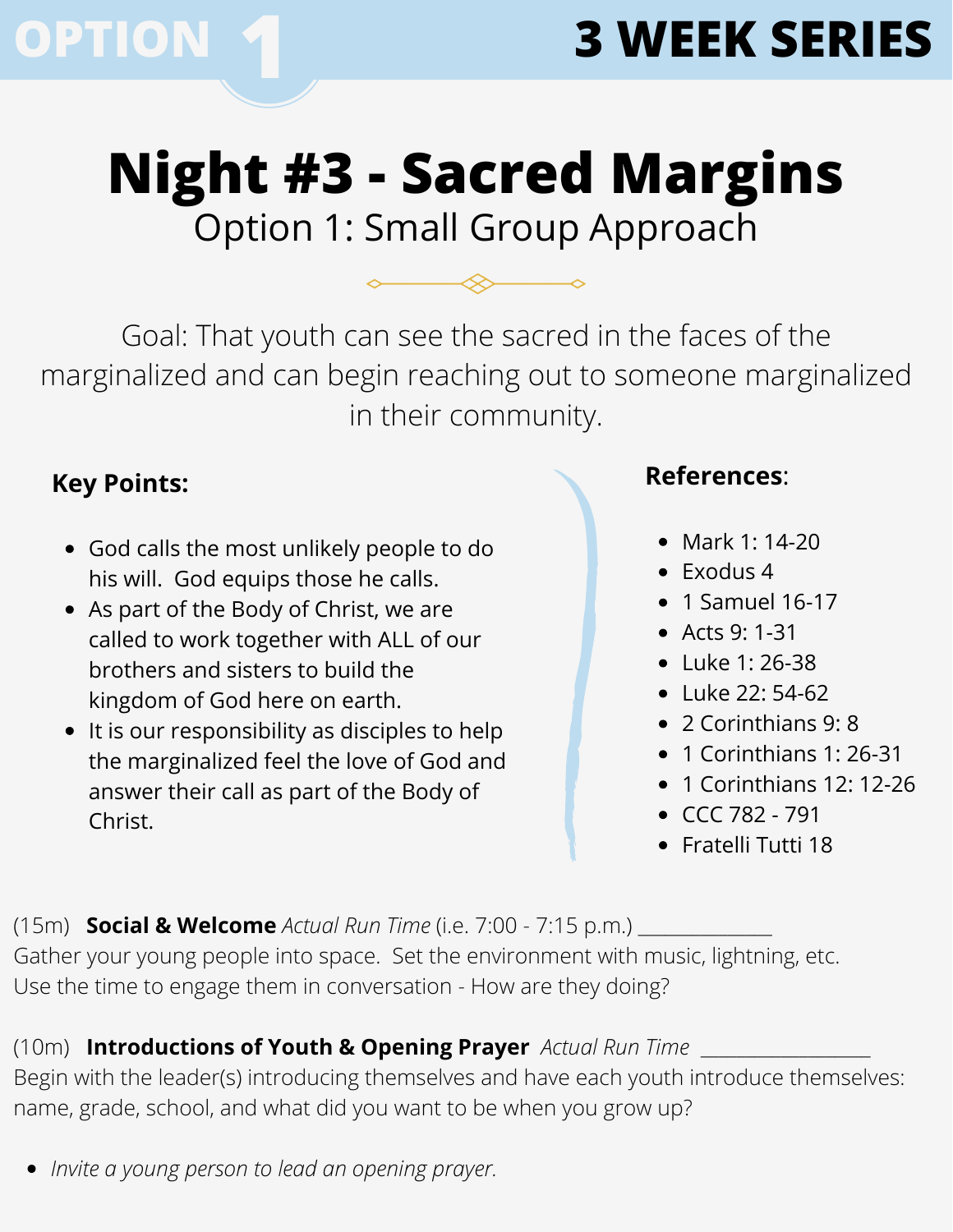OPTION 1 | 3 WEEK SERIES

# Night #3 - Sacred Margins

## Option 1: Small Group Approach

Goal: That youth can see the sacred in the faces of the marginalized and can begin reaching out to someone marginalized in their community.

### Key Points:

- God calls the most unlikely people to do his will. God equips those he calls.
- As part of the Body of Christ, we are called to work together with ALL of our brothers and sisters to build the kingdom of God here on earth.
- It is our responsibility as disciples to help the marginalized feel the love of God and answer their call as part of the Body of Christ.

### References:

- Mark 1: 14-20
- Exodus 4
- 1 Samuel 16-17
- Acts 9: 1-31
- Luke 1: 26-38
- Luke 22: 54-62
- 2 Corinthians 9: 8
- 1 Corinthians 1: 26-31
- 1 Corinthians 12: 12-26
- CCC 782 - 791
- Fratelli Tutti 18

(15m) **Social & Welcome** *Actual Run Time* (i.e. 7:00 - 7:15 p.m.) ____________
Gather your young people into space. Set the environment with music, lightning, etc. Use the time to engage them in conversation - How are they doing?

(10m) **Introductions of Youth & Opening Prayer** *Actual Run Time* ______________
Begin with the leader(s) introducing themselves and have each youth introduce themselves: name, grade, school, and what did you want to be when you grow up?

- *Invite a young person to lead an opening prayer.*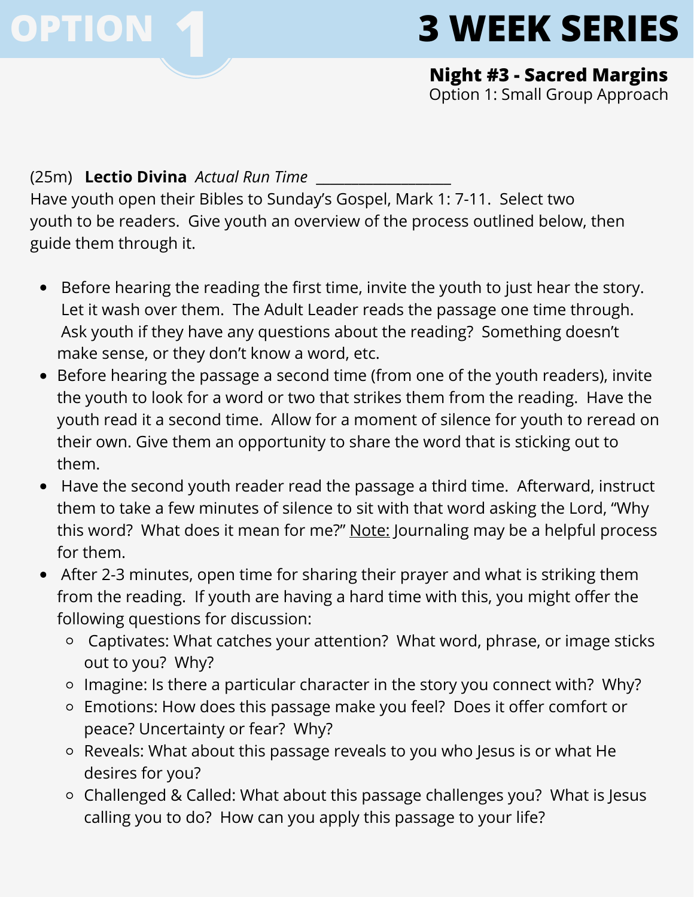OPTION 1

# 3 WEEK SERIES

**Night #3 - Sacred Margins**
Option 1: Small Group Approach

(25m) **Lectio Divina** *Actual Run Time* ________________

Have youth open their Bibles to Sunday's Gospel, Mark 1: 7-11. Select two youth to be readers. Give youth an overview of the process outlined below, then guide them through it.

- Before hearing the reading the first time, invite the youth to just hear the story. Let it wash over them. The Adult Leader reads the passage one time through. Ask youth if they have any questions about the reading? Something doesn't make sense, or they don't know a word, etc.
- Before hearing the passage a second time (from one of the youth readers), invite the youth to look for a word or two that strikes them from the reading. Have the youth read it a second time. Allow for a moment of silence for youth to reread on their own. Give them an opportunity to share the word that is sticking out to them.
- Have the second youth reader read the passage a third time. Afterward, instruct them to take a few minutes of silence to sit with that word asking the Lord, "Why this word? What does it mean for me?" <u>Note:</u> Journaling may be a helpful process for them.
- After 2-3 minutes, open time for sharing their prayer and what is striking them from the reading. If youth are having a hard time with this, you might offer the following questions for discussion:
  - Captivates: What catches your attention? What word, phrase, or image sticks out to you? Why?
  - Imagine: Is there a particular character in the story you connect with? Why?
  - Emotions: How does this passage make you feel? Does it offer comfort or peace? Uncertainty or fear? Why?
  - Reveals: What about this passage reveals to you who Jesus is or what He desires for you?
  - Challenged & Called: What about this passage challenges you? What is Jesus calling you to do? How can you apply this passage to your life?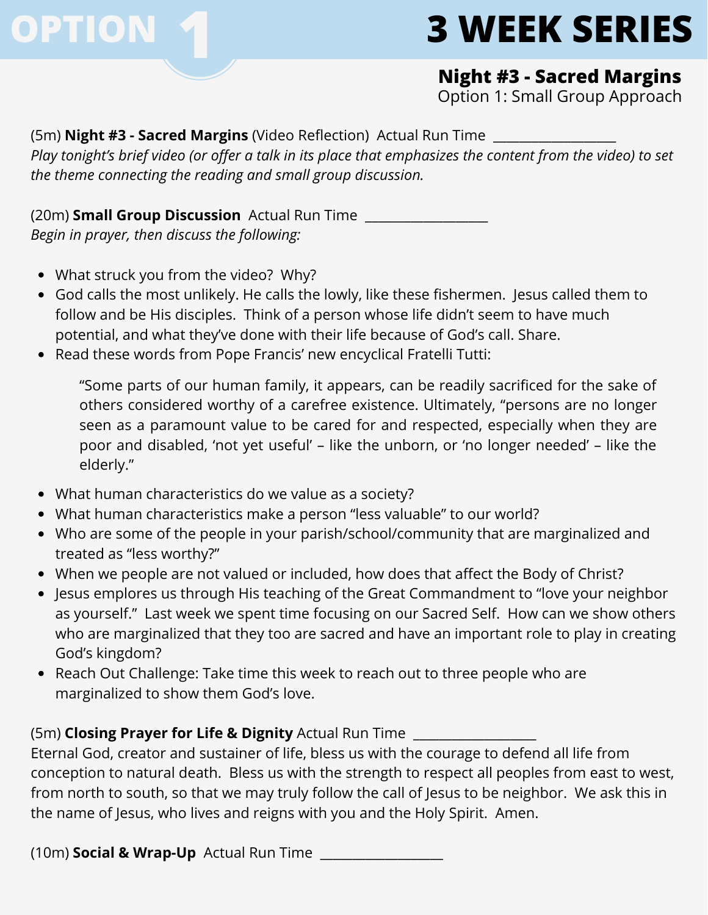# OPTION 1 — 3 WEEK SERIES

## Night #3 - Sacred Margins

Option 1: Small Group Approach

(5m) **Night #3 - Sacred Margins** (Video Reflection) Actual Run Time ___________________

*Play tonight's brief video (or offer a talk in its place that emphasizes the content from the video) to set the theme connecting the reading and small group discussion.*

(20m) **Small Group Discussion** Actual Run Time ___________________

*Begin in prayer, then discuss the following:*

- What struck you from the video? Why?
- God calls the most unlikely. He calls the lowly, like these fishermen. Jesus called them to follow and be His disciples. Think of a person whose life didn't seem to have much potential, and what they've done with their life because of God's call. Share.
- Read these words from Pope Francis' new encyclical Fratelli Tutti:

  > "Some parts of our human family, it appears, can be readily sacrificed for the sake of others considered worthy of a carefree existence. Ultimately, "persons are no longer seen as a paramount value to be cared for and respected, especially when they are poor and disabled, 'not yet useful' – like the unborn, or 'no longer needed' – like the elderly."

- What human characteristics do we value as a society?
- What human characteristics make a person "less valuable" to our world?
- Who are some of the people in your parish/school/community that are marginalized and treated as "less worthy?"
- When we people are not valued or included, how does that affect the Body of Christ?
- Jesus emplores us through His teaching of the Great Commandment to "love your neighbor as yourself." Last week we spent time focusing on our Sacred Self. How can we show others who are marginalized that they too are sacred and have an important role to play in creating God's kingdom?
- Reach Out Challenge: Take time this week to reach out to three people who are marginalized to show them God's love.

(5m) **Closing Prayer for Life & Dignity** Actual Run Time ___________________

Eternal God, creator and sustainer of life, bless us with the courage to defend all life from conception to natural death. Bless us with the strength to respect all peoples from east to west, from north to south, so that we may truly follow the call of Jesus to be neighbor. We ask this in the name of Jesus, who lives and reigns with you and the Holy Spirit. Amen.

(10m) **Social & Wrap-Up** Actual Run Time ___________________